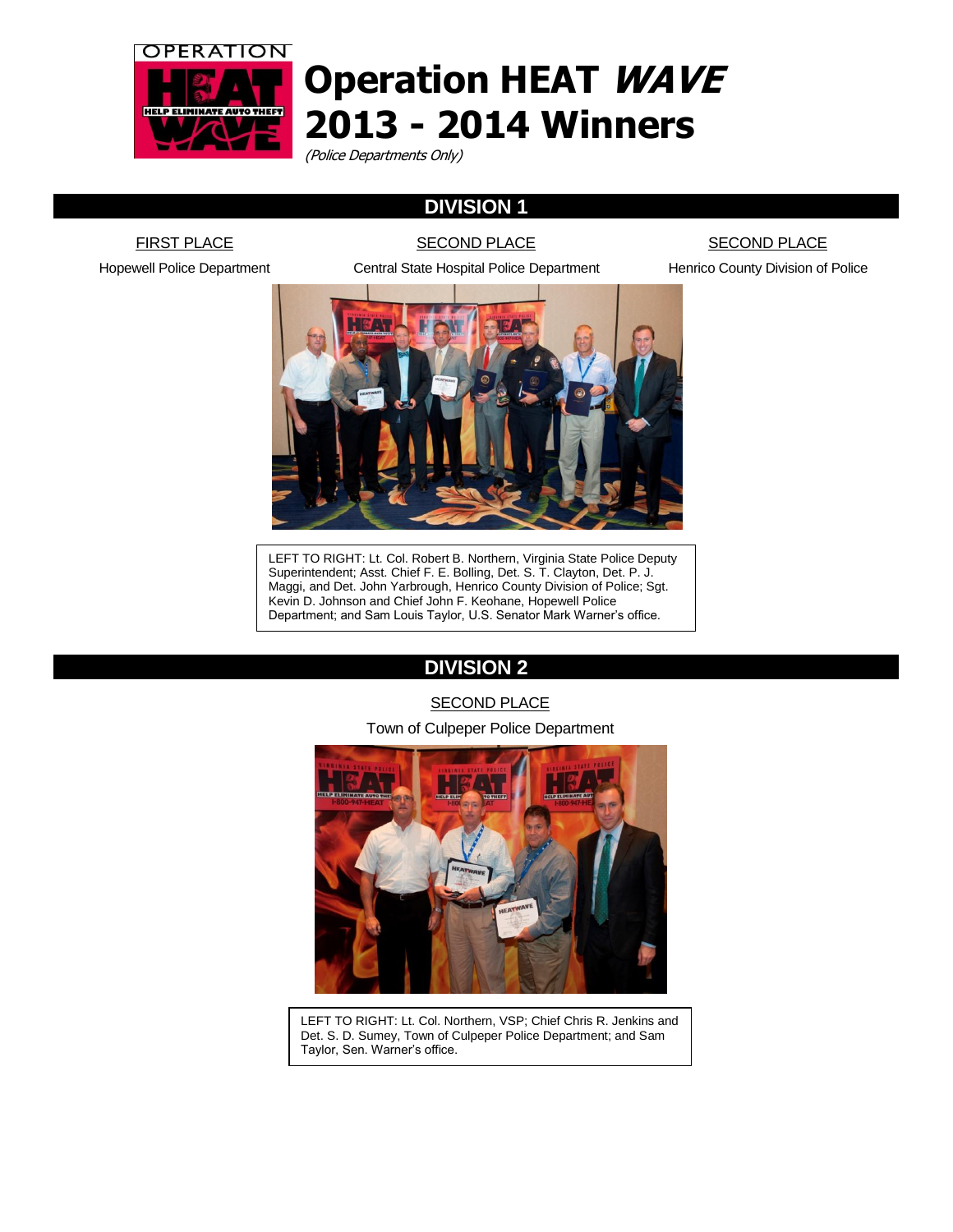# Operation HEAT *WAVE* 2013 - 2014 Winners

*(Police Departments Only)*

## DIVISION 1

| FIRST PLACE | SECOND PLACE | SECOND PLACE |
|---|---|---|
| Hopewell Police Department | Central State Hospital Police Department | Henrico County Division of Police |

LEFT TO RIGHT: Lt. Col. Robert B. Northern, Virginia State Police Deputy Superintendent; Asst. Chief F. E. Bolling, Det. S. T. Clayton, Det. P. J. Maggi, and Det. John Yarbrough, Henrico County Division of Police; Sgt. Kevin D. Johnson and Chief John F. Keohane, Hopewell Police Department; and Sam Louis Taylor, U.S. Senator Mark Warner's office.

## DIVISION 2

SECOND PLACE

Town of Culpeper Police Department

LEFT TO RIGHT: Lt. Col. Northern, VSP; Chief Chris R. Jenkins and Det. S. D. Sumey, Town of Culpeper Police Department; and Sam Taylor, Sen. Warner's office.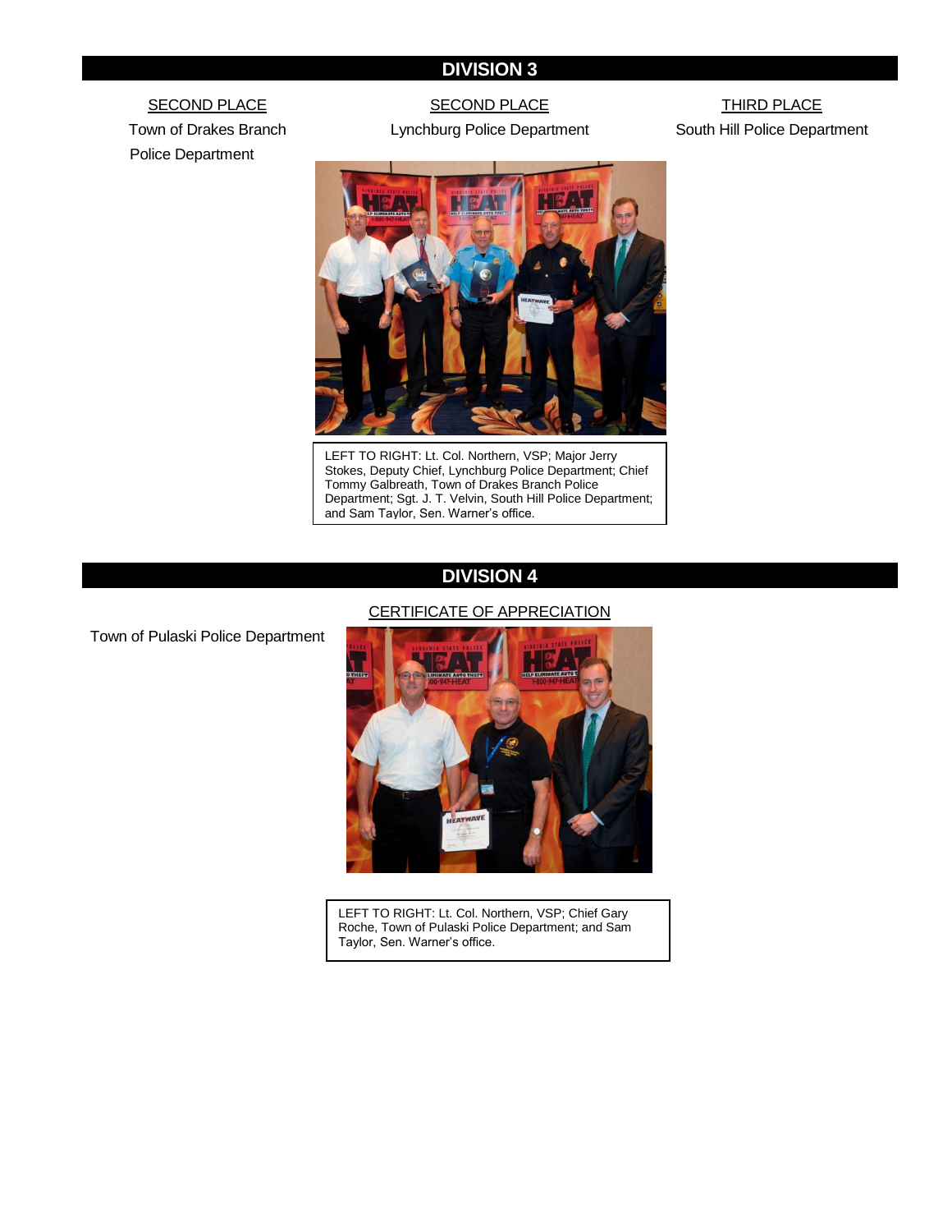## DIVISION 3

SECOND PLACE
Town of Drakes Branch Police Department

SECOND PLACE
Lynchburg Police Department

THIRD PLACE
South Hill Police Department

LEFT TO RIGHT: Lt. Col. Northern, VSP; Major Jerry Stokes, Deputy Chief, Lynchburg Police Department; Chief Tommy Galbreath, Town of Drakes Branch Police Department; Sgt. J. T. Velvin, South Hill Police Department; and Sam Taylor, Sen. Warner's office.

## DIVISION 4

CERTIFICATE OF APPRECIATION

Town of Pulaski Police Department

LEFT TO RIGHT: Lt. Col. Northern, VSP; Chief Gary Roche, Town of Pulaski Police Department; and Sam Taylor, Sen. Warner's office.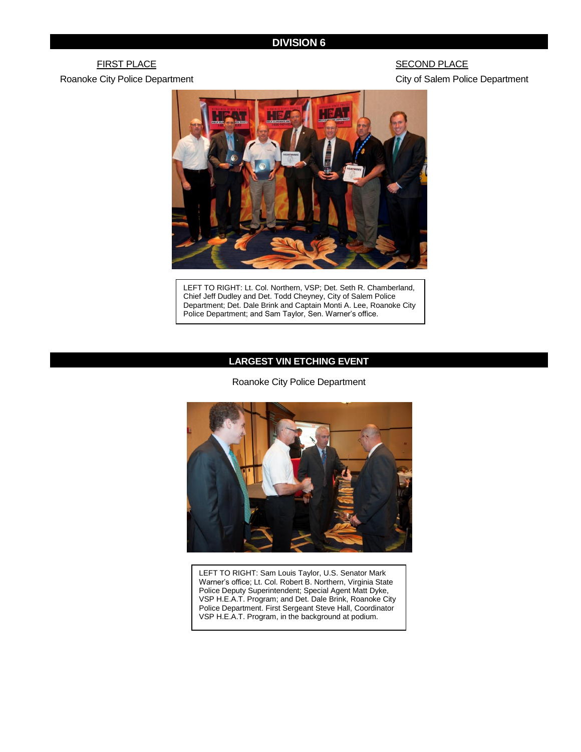## DIVISION 6

FIRST PLACE

Roanoke City Police Department

SECOND PLACE

City of Salem Police Department

LEFT TO RIGHT: Lt. Col. Northern, VSP; Det. Seth R. Chamberland, Chief Jeff Dudley and Det. Todd Cheyney, City of Salem Police Department; Det. Dale Brink and Captain Monti A. Lee, Roanoke City Police Department; and Sam Taylor, Sen. Warner's office.

## LARGEST VIN ETCHING EVENT

Roanoke City Police Department

LEFT TO RIGHT: Sam Louis Taylor, U.S. Senator Mark Warner's office; Lt. Col. Robert B. Northern, Virginia State Police Deputy Superintendent; Special Agent Matt Dyke, VSP H.E.A.T. Program; and Det. Dale Brink, Roanoke City Police Department. First Sergeant Steve Hall, Coordinator VSP H.E.A.T. Program, in the background at podium.